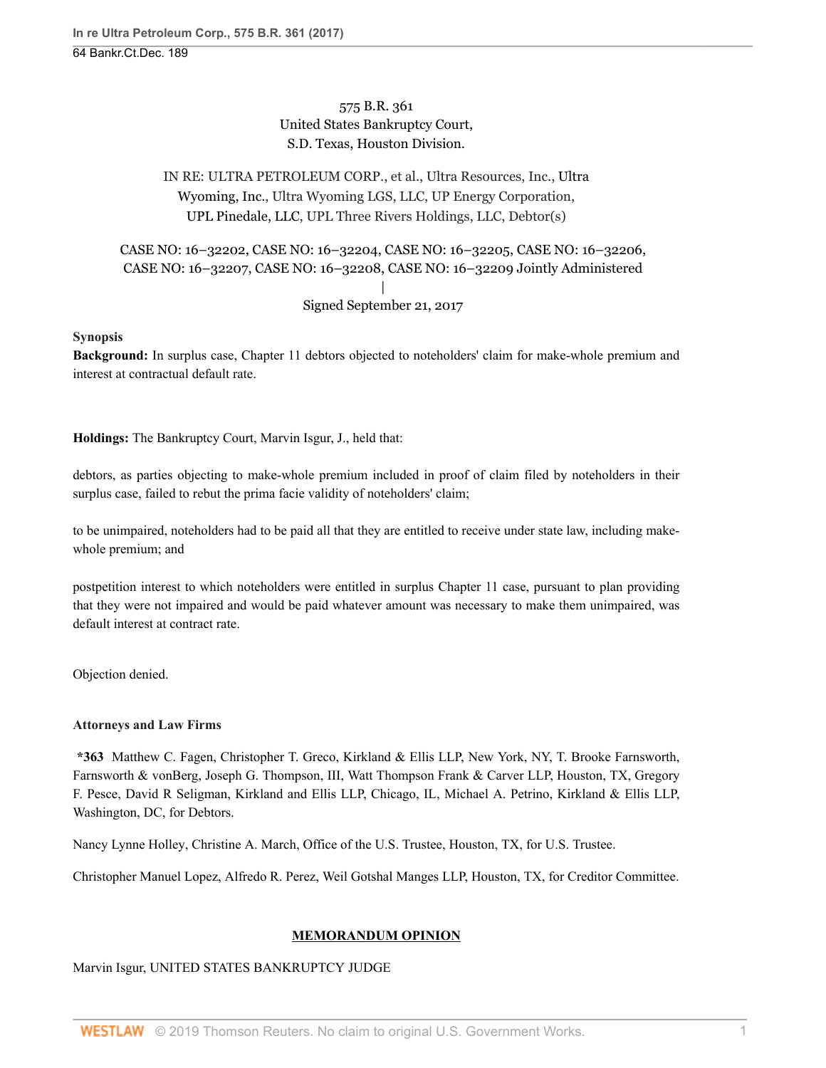575 B.R. 361
United States Bankruptcy Court,
S.D. Texas, Houston Division.

IN RE: ULTRA PETROLEUM CORP., et al., Ultra Resources, Inc., Ultra Wyoming, Inc., Ultra Wyoming LGS, LLC, UP Energy Corporation, UPL Pinedale, LLC, UPL Three Rivers Holdings, LLC, Debtor(s)

CASE NO: 16–32202, CASE NO: 16–32204, CASE NO: 16–32205, CASE NO: 16–32206, CASE NO: 16–32207, CASE NO: 16–32208, CASE NO: 16–32209 Jointly Administered
|
Signed September 21, 2017

**Synopsis**

**Background:** In surplus case, Chapter 11 debtors objected to noteholders' claim for make-whole premium and interest at contractual default rate.

**Holdings:** The Bankruptcy Court, Marvin Isgur, J., held that:

debtors, as parties objecting to make-whole premium included in proof of claim filed by noteholders in their surplus case, failed to rebut the prima facie validity of noteholders' claim;

to be unimpaired, noteholders had to be paid all that they are entitled to receive under state law, including make-whole premium; and

postpetition interest to which noteholders were entitled in surplus Chapter 11 case, pursuant to plan providing that they were not impaired and would be paid whatever amount was necessary to make them unimpaired, was default interest at contract rate.

Objection denied.

**Attorneys and Law Firms**

**\*363** Matthew C. Fagen, Christopher T. Greco, Kirkland & Ellis LLP, New York, NY, T. Brooke Farnsworth, Farnsworth & vonBerg, Joseph G. Thompson, III, Watt Thompson Frank & Carver LLP, Houston, TX, Gregory F. Pesce, David R Seligman, Kirkland and Ellis LLP, Chicago, IL, Michael A. Petrino, Kirkland & Ellis LLP, Washington, DC, for Debtors.

Nancy Lynne Holley, Christine A. March, Office of the U.S. Trustee, Houston, TX, for U.S. Trustee.

Christopher Manuel Lopez, Alfredo R. Perez, Weil Gotshal Manges LLP, Houston, TX, for Creditor Committee.

## MEMORANDUM OPINION

Marvin Isgur, UNITED STATES BANKRUPTCY JUDGE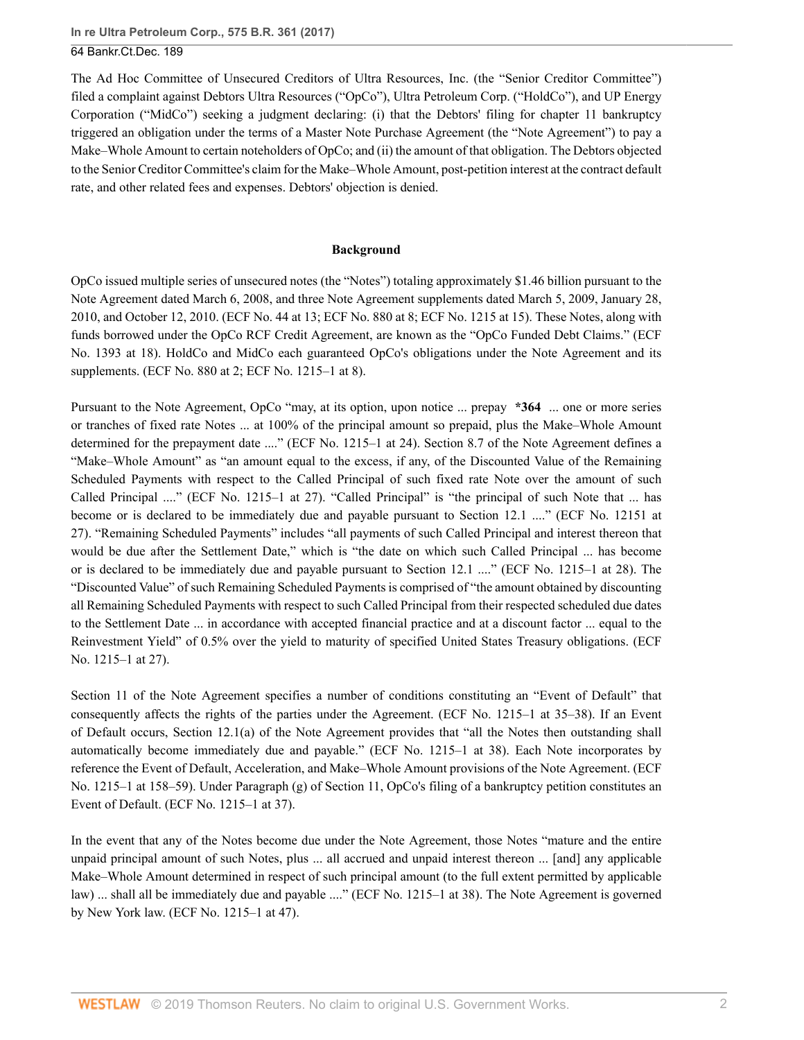The Ad Hoc Committee of Unsecured Creditors of Ultra Resources, Inc. (the "Senior Creditor Committee") filed a complaint against Debtors Ultra Resources ("OpCo"), Ultra Petroleum Corp. ("HoldCo"), and UP Energy Corporation ("MidCo") seeking a judgment declaring: (i) that the Debtors' filing for chapter 11 bankruptcy triggered an obligation under the terms of a Master Note Purchase Agreement (the "Note Agreement") to pay a Make–Whole Amount to certain noteholders of OpCo; and (ii) the amount of that obligation. The Debtors objected to the Senior Creditor Committee's claim for the Make–Whole Amount, post-petition interest at the contract default rate, and other related fees and expenses. Debtors' objection is denied.

## Background

OpCo issued multiple series of unsecured notes (the "Notes") totaling approximately $1.46 billion pursuant to the Note Agreement dated March 6, 2008, and three Note Agreement supplements dated March 5, 2009, January 28, 2010, and October 12, 2010. (ECF No. 44 at 13; ECF No. 880 at 8; ECF No. 1215 at 15). These Notes, along with funds borrowed under the OpCo RCF Credit Agreement, are known as the "OpCo Funded Debt Claims." (ECF No. 1393 at 18). HoldCo and MidCo each guaranteed OpCo's obligations under the Note Agreement and its supplements. (ECF No. 880 at 2; ECF No. 1215–1 at 8).

Pursuant to the Note Agreement, OpCo "may, at its option, upon notice ... prepay **\*364** ... one or more series or tranches of fixed rate Notes ... at 100% of the principal amount so prepaid, plus the Make–Whole Amount determined for the prepayment date ...." (ECF No. 1215–1 at 24). Section 8.7 of the Note Agreement defines a "Make–Whole Amount" as "an amount equal to the excess, if any, of the Discounted Value of the Remaining Scheduled Payments with respect to the Called Principal of such fixed rate Note over the amount of such Called Principal ...." (ECF No. 1215–1 at 27). "Called Principal" is "the principal of such Note that ... has become or is declared to be immediately due and payable pursuant to Section 12.1 ...." (ECF No. 12151 at 27). "Remaining Scheduled Payments" includes "all payments of such Called Principal and interest thereon that would be due after the Settlement Date," which is "the date on which such Called Principal ... has become or is declared to be immediately due and payable pursuant to Section 12.1 ...." (ECF No. 1215–1 at 28). The "Discounted Value" of such Remaining Scheduled Payments is comprised of "the amount obtained by discounting all Remaining Scheduled Payments with respect to such Called Principal from their respected scheduled due dates to the Settlement Date ... in accordance with accepted financial practice and at a discount factor ... equal to the Reinvestment Yield" of 0.5% over the yield to maturity of specified United States Treasury obligations. (ECF No. 1215–1 at 27).

Section 11 of the Note Agreement specifies a number of conditions constituting an "Event of Default" that consequently affects the rights of the parties under the Agreement. (ECF No. 1215–1 at 35–38). If an Event of Default occurs, Section 12.1(a) of the Note Agreement provides that "all the Notes then outstanding shall automatically become immediately due and payable." (ECF No. 1215–1 at 38). Each Note incorporates by reference the Event of Default, Acceleration, and Make–Whole Amount provisions of the Note Agreement. (ECF No. 1215–1 at 158–59). Under Paragraph (g) of Section 11, OpCo's filing of a bankruptcy petition constitutes an Event of Default. (ECF No. 1215–1 at 37).

In the event that any of the Notes become due under the Note Agreement, those Notes "mature and the entire unpaid principal amount of such Notes, plus ... all accrued and unpaid interest thereon ... [and] any applicable Make–Whole Amount determined in respect of such principal amount (to the full extent permitted by applicable law) ... shall all be immediately due and payable ...." (ECF No. 1215–1 at 38). The Note Agreement is governed by New York law. (ECF No. 1215–1 at 47).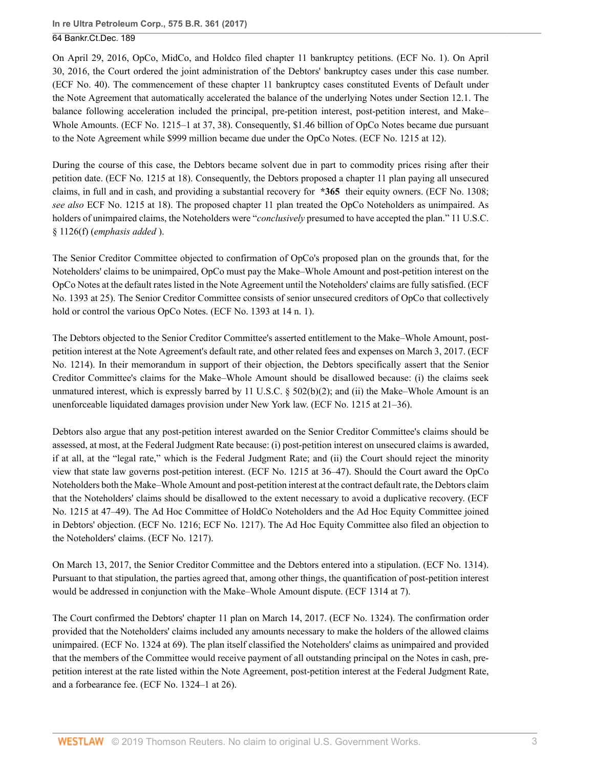On April 29, 2016, OpCo, MidCo, and Holdco filed chapter 11 bankruptcy petitions. (ECF No. 1). On April 30, 2016, the Court ordered the joint administration of the Debtors' bankruptcy cases under this case number. (ECF No. 40). The commencement of these chapter 11 bankruptcy cases constituted Events of Default under the Note Agreement that automatically accelerated the balance of the underlying Notes under Section 12.1. The balance following acceleration included the principal, pre-petition interest, post-petition interest, and Make–Whole Amounts. (ECF No. 1215–1 at 37, 38). Consequently, $1.46 billion of OpCo Notes became due pursuant to the Note Agreement while $999 million became due under the OpCo Notes. (ECF No. 1215 at 12).

During the course of this case, the Debtors became solvent due in part to commodity prices rising after their petition date. (ECF No. 1215 at 18). Consequently, the Debtors proposed a chapter 11 plan paying all unsecured claims, in full and in cash, and providing a substantial recovery for **\*365** their equity owners. (ECF No. 1308; *see also* ECF No. 1215 at 18). The proposed chapter 11 plan treated the OpCo Noteholders as unimpaired. As holders of unimpaired claims, the Noteholders were "*conclusively* presumed to have accepted the plan." 11 U.S.C. § 1126(f) (*emphasis added* ).

The Senior Creditor Committee objected to confirmation of OpCo's proposed plan on the grounds that, for the Noteholders' claims to be unimpaired, OpCo must pay the Make–Whole Amount and post-petition interest on the OpCo Notes at the default rates listed in the Note Agreement until the Noteholders' claims are fully satisfied. (ECF No. 1393 at 25). The Senior Creditor Committee consists of senior unsecured creditors of OpCo that collectively hold or control the various OpCo Notes. (ECF No. 1393 at 14 n. 1).

The Debtors objected to the Senior Creditor Committee's asserted entitlement to the Make–Whole Amount, post-petition interest at the Note Agreement's default rate, and other related fees and expenses on March 3, 2017. (ECF No. 1214). In their memorandum in support of their objection, the Debtors specifically assert that the Senior Creditor Committee's claims for the Make–Whole Amount should be disallowed because: (i) the claims seek unmatured interest, which is expressly barred by 11 U.S.C. § 502(b)(2); and (ii) the Make–Whole Amount is an unenforceable liquidated damages provision under New York law. (ECF No. 1215 at 21–36).

Debtors also argue that any post-petition interest awarded on the Senior Creditor Committee's claims should be assessed, at most, at the Federal Judgment Rate because: (i) post-petition interest on unsecured claims is awarded, if at all, at the "legal rate," which is the Federal Judgment Rate; and (ii) the Court should reject the minority view that state law governs post-petition interest. (ECF No. 1215 at 36–47). Should the Court award the OpCo Noteholders both the Make–Whole Amount and post-petition interest at the contract default rate, the Debtors claim that the Noteholders' claims should be disallowed to the extent necessary to avoid a duplicative recovery. (ECF No. 1215 at 47–49). The Ad Hoc Committee of HoldCo Noteholders and the Ad Hoc Equity Committee joined in Debtors' objection. (ECF No. 1216; ECF No. 1217). The Ad Hoc Equity Committee also filed an objection to the Noteholders' claims. (ECF No. 1217).

On March 13, 2017, the Senior Creditor Committee and the Debtors entered into a stipulation. (ECF No. 1314). Pursuant to that stipulation, the parties agreed that, among other things, the quantification of post-petition interest would be addressed in conjunction with the Make–Whole Amount dispute. (ECF 1314 at 7).

The Court confirmed the Debtors' chapter 11 plan on March 14, 2017. (ECF No. 1324). The confirmation order provided that the Noteholders' claims included any amounts necessary to make the holders of the allowed claims unimpaired. (ECF No. 1324 at 69). The plan itself classified the Noteholders' claims as unimpaired and provided that the members of the Committee would receive payment of all outstanding principal on the Notes in cash, pre-petition interest at the rate listed within the Note Agreement, post-petition interest at the Federal Judgment Rate, and a forbearance fee. (ECF No. 1324–1 at 26).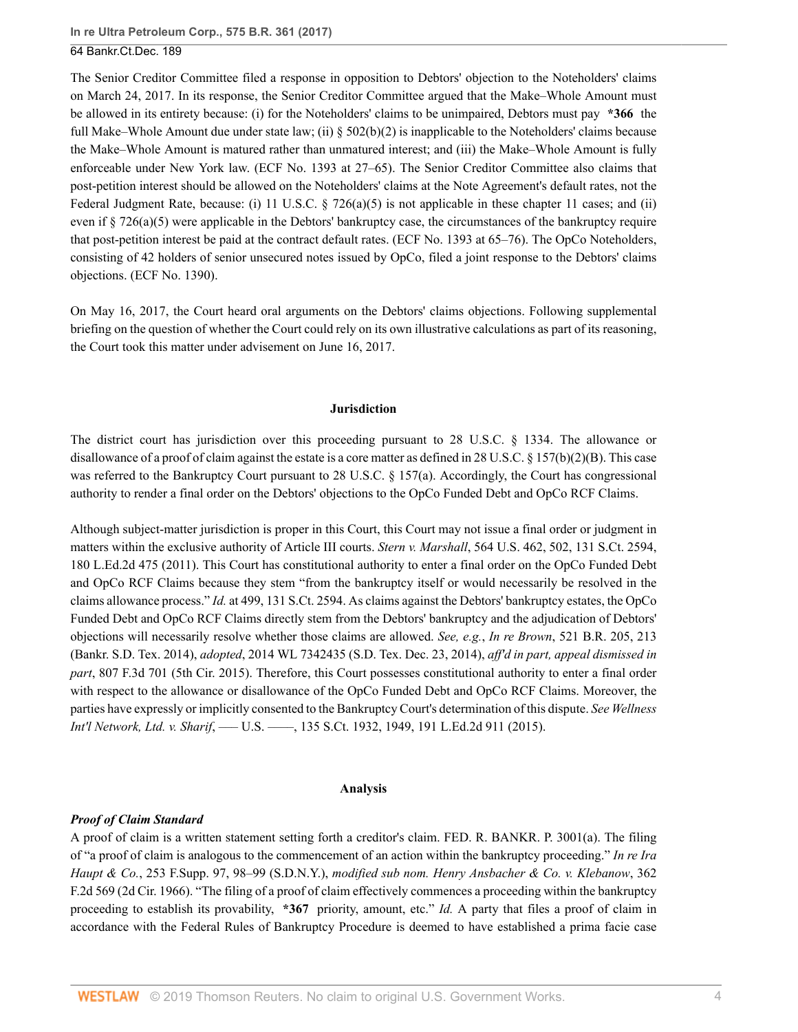The Senior Creditor Committee filed a response in opposition to Debtors' objection to the Noteholders' claims on March 24, 2017. In its response, the Senior Creditor Committee argued that the Make–Whole Amount must be allowed in its entirety because: (i) for the Noteholders' claims to be unimpaired, Debtors must pay **\*366** the full Make–Whole Amount due under state law; (ii) § 502(b)(2) is inapplicable to the Noteholders' claims because the Make–Whole Amount is matured rather than unmatured interest; and (iii) the Make–Whole Amount is fully enforceable under New York law. (ECF No. 1393 at 27–65). The Senior Creditor Committee also claims that post-petition interest should be allowed on the Noteholders' claims at the Note Agreement's default rates, not the Federal Judgment Rate, because: (i) 11 U.S.C. § 726(a)(5) is not applicable in these chapter 11 cases; and (ii) even if § 726(a)(5) were applicable in the Debtors' bankruptcy case, the circumstances of the bankruptcy require that post-petition interest be paid at the contract default rates. (ECF No. 1393 at 65–76). The OpCo Noteholders, consisting of 42 holders of senior unsecured notes issued by OpCo, filed a joint response to the Debtors' claims objections. (ECF No. 1390).

On May 16, 2017, the Court heard oral arguments on the Debtors' claims objections. Following supplemental briefing on the question of whether the Court could rely on its own illustrative calculations as part of its reasoning, the Court took this matter under advisement on June 16, 2017.

## Jurisdiction

The district court has jurisdiction over this proceeding pursuant to 28 U.S.C. § 1334. The allowance or disallowance of a proof of claim against the estate is a core matter as defined in 28 U.S.C. § 157(b)(2)(B). This case was referred to the Bankruptcy Court pursuant to 28 U.S.C. § 157(a). Accordingly, the Court has congressional authority to render a final order on the Debtors' objections to the OpCo Funded Debt and OpCo RCF Claims.

Although subject-matter jurisdiction is proper in this Court, this Court may not issue a final order or judgment in matters within the exclusive authority of Article III courts. *Stern v. Marshall*, 564 U.S. 462, 502, 131 S.Ct. 2594, 180 L.Ed.2d 475 (2011). This Court has constitutional authority to enter a final order on the OpCo Funded Debt and OpCo RCF Claims because they stem "from the bankruptcy itself or would necessarily be resolved in the claims allowance process." *Id.* at 499, 131 S.Ct. 2594. As claims against the Debtors' bankruptcy estates, the OpCo Funded Debt and OpCo RCF Claims directly stem from the Debtors' bankruptcy and the adjudication of Debtors' objections will necessarily resolve whether those claims are allowed. *See, e.g.*, *In re Brown*, 521 B.R. 205, 213 (Bankr. S.D. Tex. 2014), *adopted*, 2014 WL 7342435 (S.D. Tex. Dec. 23, 2014), *aff'd in part, appeal dismissed in part*, 807 F.3d 701 (5th Cir. 2015). Therefore, this Court possesses constitutional authority to enter a final order with respect to the allowance or disallowance of the OpCo Funded Debt and OpCo RCF Claims. Moreover, the parties have expressly or implicitly consented to the Bankruptcy Court's determination of this dispute. *See Wellness Int'l Network, Ltd. v. Sharif*, ––– U.S. ––––, 135 S.Ct. 1932, 1949, 191 L.Ed.2d 911 (2015).

## Analysis

### *Proof of Claim Standard*

A proof of claim is a written statement setting forth a creditor's claim. FED. R. BANKR. P. 3001(a). The filing of "a proof of claim is analogous to the commencement of an action within the bankruptcy proceeding." *In re Ira Haupt & Co.*, 253 F.Supp. 97, 98–99 (S.D.N.Y.), *modified sub nom. Henry Ansbacher & Co. v. Klebanow*, 362 F.2d 569 (2d Cir. 1966). "The filing of a proof of claim effectively commences a proceeding within the bankruptcy proceeding to establish its provability, **\*367** priority, amount, etc." *Id.* A party that files a proof of claim in accordance with the Federal Rules of Bankruptcy Procedure is deemed to have established a prima facie case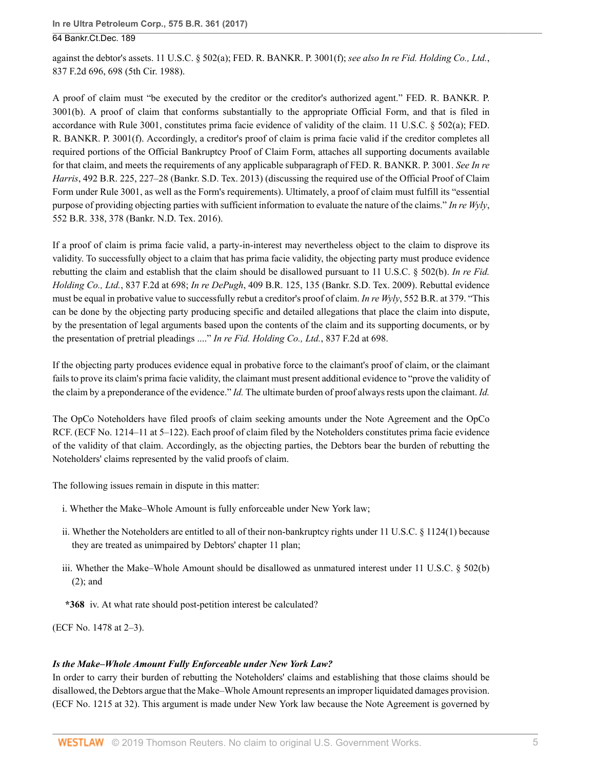against the debtor's assets. 11 U.S.C. § 502(a); FED. R. BANKR. P. 3001(f); *see also In re Fid. Holding Co., Ltd.*, 837 F.2d 696, 698 (5th Cir. 1988).

A proof of claim must "be executed by the creditor or the creditor's authorized agent." FED. R. BANKR. P. 3001(b). A proof of claim that conforms substantially to the appropriate Official Form, and that is filed in accordance with Rule 3001, constitutes prima facie evidence of validity of the claim. 11 U.S.C. § 502(a); FED. R. BANKR. P. 3001(f). Accordingly, a creditor's proof of claim is prima facie valid if the creditor completes all required portions of the Official Bankruptcy Proof of Claim Form, attaches all supporting documents available for that claim, and meets the requirements of any applicable subparagraph of FED. R. BANKR. P. 3001. *See In re Harris*, 492 B.R. 225, 227–28 (Bankr. S.D. Tex. 2013) (discussing the required use of the Official Proof of Claim Form under Rule 3001, as well as the Form's requirements). Ultimately, a proof of claim must fulfill its "essential purpose of providing objecting parties with sufficient information to evaluate the nature of the claims." *In re Wyly*, 552 B.R. 338, 378 (Bankr. N.D. Tex. 2016).

If a proof of claim is prima facie valid, a party-in-interest may nevertheless object to the claim to disprove its validity. To successfully object to a claim that has prima facie validity, the objecting party must produce evidence rebutting the claim and establish that the claim should be disallowed pursuant to 11 U.S.C. § 502(b). *In re Fid. Holding Co., Ltd.*, 837 F.2d at 698; *In re DePugh*, 409 B.R. 125, 135 (Bankr. S.D. Tex. 2009). Rebuttal evidence must be equal in probative value to successfully rebut a creditor's proof of claim. *In re Wyly*, 552 B.R. at 379. "This can be done by the objecting party producing specific and detailed allegations that place the claim into dispute, by the presentation of legal arguments based upon the contents of the claim and its supporting documents, or by the presentation of pretrial pleadings ...." *In re Fid. Holding Co., Ltd.*, 837 F.2d at 698.

If the objecting party produces evidence equal in probative force to the claimant's proof of claim, or the claimant fails to prove its claim's prima facie validity, the claimant must present additional evidence to "prove the validity of the claim by a preponderance of the evidence." *Id.* The ultimate burden of proof always rests upon the claimant. *Id.*

The OpCo Noteholders have filed proofs of claim seeking amounts under the Note Agreement and the OpCo RCF. (ECF No. 1214–11 at 5–122). Each proof of claim filed by the Noteholders constitutes prima facie evidence of the validity of that claim. Accordingly, as the objecting parties, the Debtors bear the burden of rebutting the Noteholders' claims represented by the valid proofs of claim.

The following issues remain in dispute in this matter:

i. Whether the Make–Whole Amount is fully enforceable under New York law;

ii. Whether the Noteholders are entitled to all of their non-bankruptcy rights under 11 U.S.C. § 1124(1) because they are treated as unimpaired by Debtors' chapter 11 plan;

iii. Whether the Make–Whole Amount should be disallowed as unmatured interest under 11 U.S.C. § 502(b)(2); and

**\*368** iv. At what rate should post-petition interest be calculated?

(ECF No. 1478 at 2–3).

### *Is the Make–Whole Amount Fully Enforceable under New York Law?*

In order to carry their burden of rebutting the Noteholders' claims and establishing that those claims should be disallowed, the Debtors argue that the Make–Whole Amount represents an improper liquidated damages provision. (ECF No. 1215 at 32). This argument is made under New York law because the Note Agreement is governed by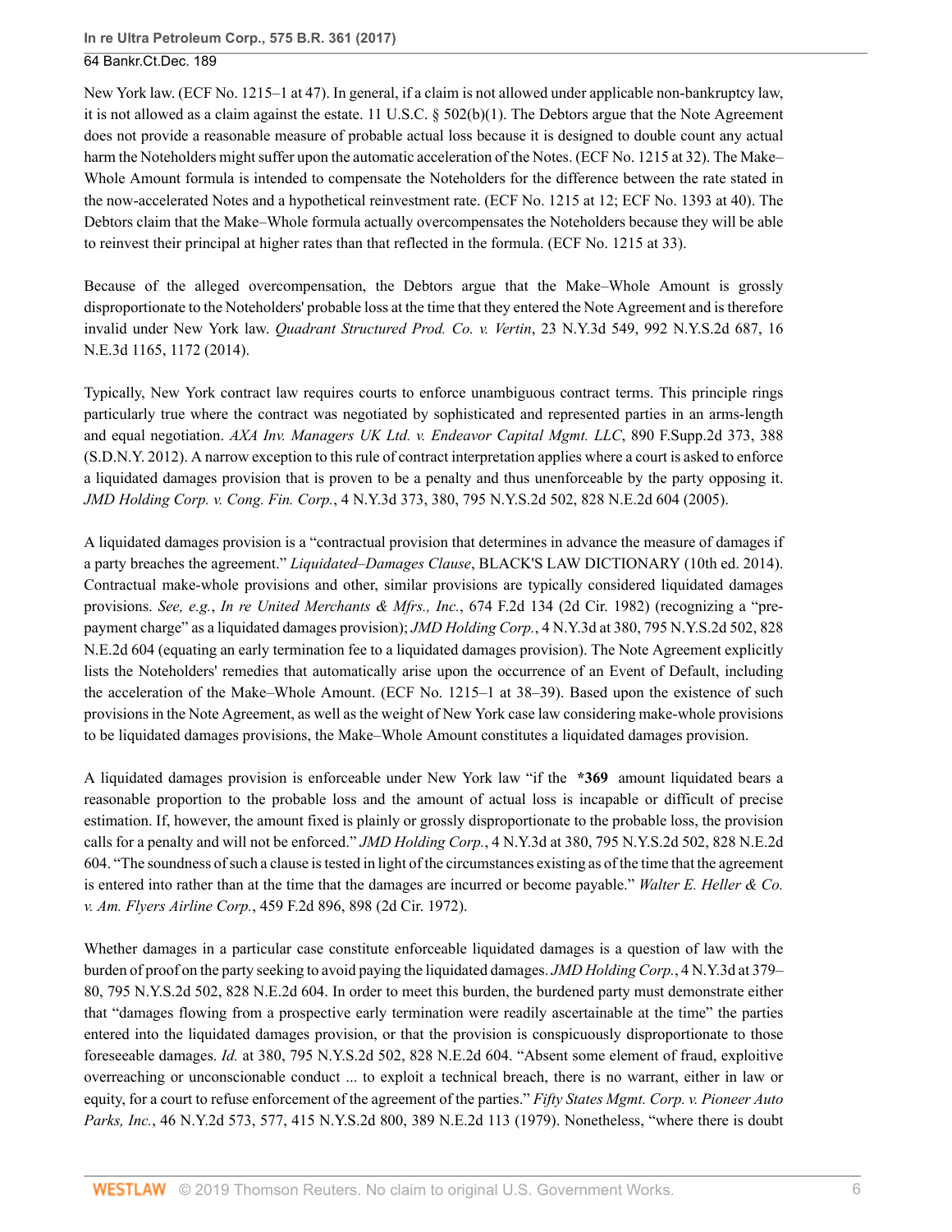New York law. (ECF No. 1215–1 at 47). In general, if a claim is not allowed under applicable non-bankruptcy law, it is not allowed as a claim against the estate. 11 U.S.C. § 502(b)(1). The Debtors argue that the Note Agreement does not provide a reasonable measure of probable actual loss because it is designed to double count any actual harm the Noteholders might suffer upon the automatic acceleration of the Notes. (ECF No. 1215 at 32). The Make–Whole Amount formula is intended to compensate the Noteholders for the difference between the rate stated in the now-accelerated Notes and a hypothetical reinvestment rate. (ECF No. 1215 at 12; ECF No. 1393 at 40). The Debtors claim that the Make–Whole formula actually overcompensates the Noteholders because they will be able to reinvest their principal at higher rates than that reflected in the formula. (ECF No. 1215 at 33).

Because of the alleged overcompensation, the Debtors argue that the Make–Whole Amount is grossly disproportionate to the Noteholders' probable loss at the time that they entered the Note Agreement and is therefore invalid under New York law. *Quadrant Structured Prod. Co. v. Vertin*, 23 N.Y.3d 549, 992 N.Y.S.2d 687, 16 N.E.3d 1165, 1172 (2014).

Typically, New York contract law requires courts to enforce unambiguous contract terms. This principle rings particularly true where the contract was negotiated by sophisticated and represented parties in an arms-length and equal negotiation. *AXA Inv. Managers UK Ltd. v. Endeavor Capital Mgmt. LLC*, 890 F.Supp.2d 373, 388 (S.D.N.Y. 2012). A narrow exception to this rule of contract interpretation applies where a court is asked to enforce a liquidated damages provision that is proven to be a penalty and thus unenforceable by the party opposing it. *JMD Holding Corp. v. Cong. Fin. Corp.*, 4 N.Y.3d 373, 380, 795 N.Y.S.2d 502, 828 N.E.2d 604 (2005).

A liquidated damages provision is a "contractual provision that determines in advance the measure of damages if a party breaches the agreement." *Liquidated–Damages Clause*, BLACK'S LAW DICTIONARY (10th ed. 2014). Contractual make-whole provisions and other, similar provisions are typically considered liquidated damages provisions. *See, e.g.*, *In re United Merchants & Mfrs., Inc.*, 674 F.2d 134 (2d Cir. 1982) (recognizing a "pre-payment charge" as a liquidated damages provision); *JMD Holding Corp.*, 4 N.Y.3d at 380, 795 N.Y.S.2d 502, 828 N.E.2d 604 (equating an early termination fee to a liquidated damages provision). The Note Agreement explicitly lists the Noteholders' remedies that automatically arise upon the occurrence of an Event of Default, including the acceleration of the Make–Whole Amount. (ECF No. 1215–1 at 38–39). Based upon the existence of such provisions in the Note Agreement, as well as the weight of New York case law considering make-whole provisions to be liquidated damages provisions, the Make–Whole Amount constitutes a liquidated damages provision.

A liquidated damages provision is enforceable under New York law "if the **\*369** amount liquidated bears a reasonable proportion to the probable loss and the amount of actual loss is incapable or difficult of precise estimation. If, however, the amount fixed is plainly or grossly disproportionate to the probable loss, the provision calls for a penalty and will not be enforced." *JMD Holding Corp.*, 4 N.Y.3d at 380, 795 N.Y.S.2d 502, 828 N.E.2d 604. "The soundness of such a clause is tested in light of the circumstances existing as of the time that the agreement is entered into rather than at the time that the damages are incurred or become payable." *Walter E. Heller & Co. v. Am. Flyers Airline Corp.*, 459 F.2d 896, 898 (2d Cir. 1972).

Whether damages in a particular case constitute enforceable liquidated damages is a question of law with the burden of proof on the party seeking to avoid paying the liquidated damages. *JMD Holding Corp.*, 4 N.Y.3d at 379–80, 795 N.Y.S.2d 502, 828 N.E.2d 604. In order to meet this burden, the burdened party must demonstrate either that "damages flowing from a prospective early termination were readily ascertainable at the time" the parties entered into the liquidated damages provision, or that the provision is conspicuously disproportionate to those foreseeable damages. *Id.* at 380, 795 N.Y.S.2d 502, 828 N.E.2d 604. "Absent some element of fraud, exploitive overreaching or unconscionable conduct ... to exploit a technical breach, there is no warrant, either in law or equity, for a court to refuse enforcement of the agreement of the parties." *Fifty States Mgmt. Corp. v. Pioneer Auto Parks, Inc.*, 46 N.Y.2d 573, 577, 415 N.Y.S.2d 800, 389 N.E.2d 113 (1979). Nonetheless, "where there is doubt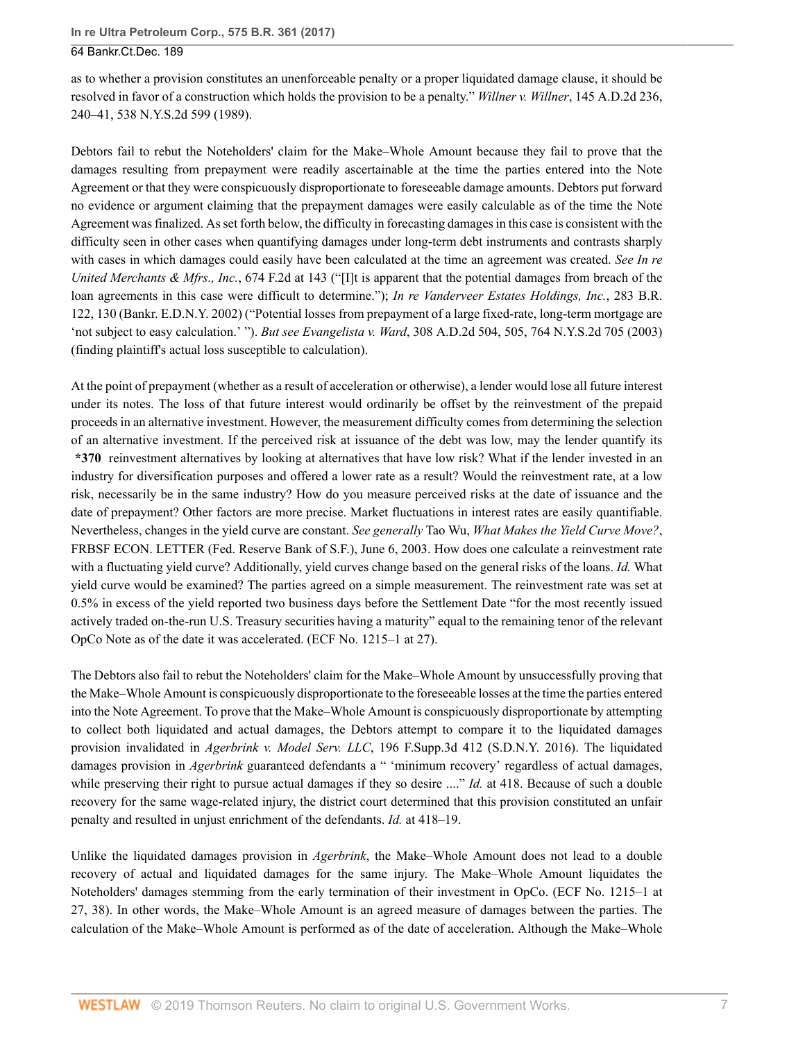as to whether a provision constitutes an unenforceable penalty or a proper liquidated damage clause, it should be resolved in favor of a construction which holds the provision to be a penalty." *Willner v. Willner*, 145 A.D.2d 236, 240–41, 538 N.Y.S.2d 599 (1989).

Debtors fail to rebut the Noteholders' claim for the Make–Whole Amount because they fail to prove that the damages resulting from prepayment were readily ascertainable at the time the parties entered into the Note Agreement or that they were conspicuously disproportionate to foreseeable damage amounts. Debtors put forward no evidence or argument claiming that the prepayment damages were easily calculable as of the time the Note Agreement was finalized. As set forth below, the difficulty in forecasting damages in this case is consistent with the difficulty seen in other cases when quantifying damages under long-term debt instruments and contrasts sharply with cases in which damages could easily have been calculated at the time an agreement was created. *See In re United Merchants & Mfrs., Inc.*, 674 F.2d at 143 ("[I]t is apparent that the potential damages from breach of the loan agreements in this case were difficult to determine."); *In re Vanderveer Estates Holdings, Inc.*, 283 B.R. 122, 130 (Bankr. E.D.N.Y. 2002) ("Potential losses from prepayment of a large fixed-rate, long-term mortgage are 'not subject to easy calculation.' "). *But see Evangelista v. Ward*, 308 A.D.2d 504, 505, 764 N.Y.S.2d 705 (2003) (finding plaintiff's actual loss susceptible to calculation).

At the point of prepayment (whether as a result of acceleration or otherwise), a lender would lose all future interest under its notes. The loss of that future interest would ordinarily be offset by the reinvestment of the prepaid proceeds in an alternative investment. However, the measurement difficulty comes from determining the selection of an alternative investment. If the perceived risk at issuance of the debt was low, may the lender quantify its **\*370** reinvestment alternatives by looking at alternatives that have low risk? What if the lender invested in an industry for diversification purposes and offered a lower rate as a result? Would the reinvestment rate, at a low risk, necessarily be in the same industry? How do you measure perceived risks at the date of issuance and the date of prepayment? Other factors are more precise. Market fluctuations in interest rates are easily quantifiable. Nevertheless, changes in the yield curve are constant. *See generally* Tao Wu, *What Makes the Yield Curve Move?*, FRBSF ECON. LETTER (Fed. Reserve Bank of S.F.), June 6, 2003. How does one calculate a reinvestment rate with a fluctuating yield curve? Additionally, yield curves change based on the general risks of the loans. *Id.* What yield curve would be examined? The parties agreed on a simple measurement. The reinvestment rate was set at 0.5% in excess of the yield reported two business days before the Settlement Date "for the most recently issued actively traded on-the-run U.S. Treasury securities having a maturity" equal to the remaining tenor of the relevant OpCo Note as of the date it was accelerated. (ECF No. 1215–1 at 27).

The Debtors also fail to rebut the Noteholders' claim for the Make–Whole Amount by unsuccessfully proving that the Make–Whole Amount is conspicuously disproportionate to the foreseeable losses at the time the parties entered into the Note Agreement. To prove that the Make–Whole Amount is conspicuously disproportionate by attempting to collect both liquidated and actual damages, the Debtors attempt to compare it to the liquidated damages provision invalidated in *Agerbrink v. Model Serv. LLC*, 196 F.Supp.3d 412 (S.D.N.Y. 2016). The liquidated damages provision in *Agerbrink* guaranteed defendants a " 'minimum recovery' regardless of actual damages, while preserving their right to pursue actual damages if they so desire ...." *Id.* at 418. Because of such a double recovery for the same wage-related injury, the district court determined that this provision constituted an unfair penalty and resulted in unjust enrichment of the defendants. *Id.* at 418–19.

Unlike the liquidated damages provision in *Agerbrink*, the Make–Whole Amount does not lead to a double recovery of actual and liquidated damages for the same injury. The Make–Whole Amount liquidates the Noteholders' damages stemming from the early termination of their investment in OpCo. (ECF No. 1215–1 at 27, 38). In other words, the Make–Whole Amount is an agreed measure of damages between the parties. The calculation of the Make–Whole Amount is performed as of the date of acceleration. Although the Make–Whole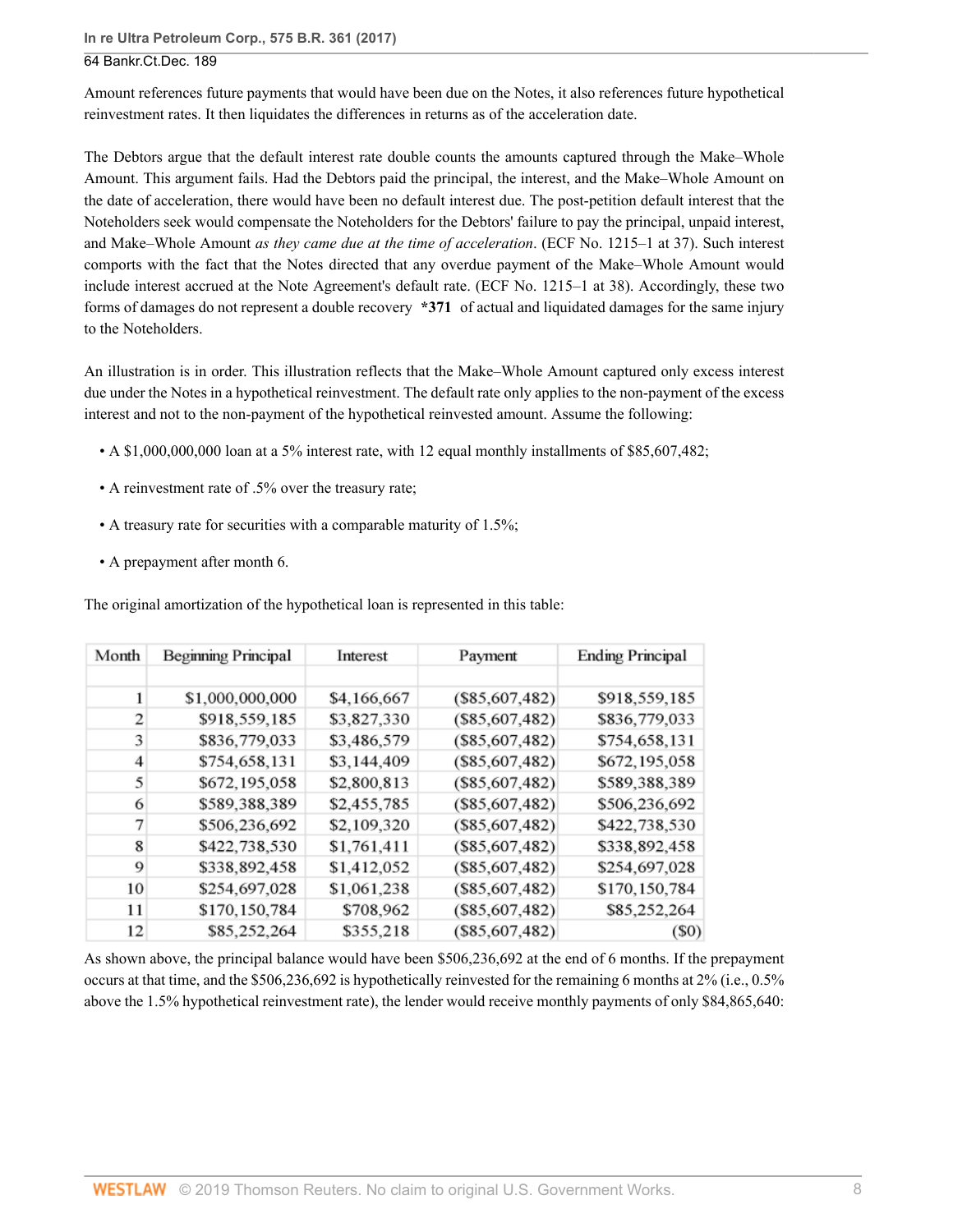Amount references future payments that would have been due on the Notes, it also references future hypothetical reinvestment rates. It then liquidates the differences in returns as of the acceleration date.

The Debtors argue that the default interest rate double counts the amounts captured through the Make–Whole Amount. This argument fails. Had the Debtors paid the principal, the interest, and the Make–Whole Amount on the date of acceleration, there would have been no default interest due. The post-petition default interest that the Noteholders seek would compensate the Noteholders for the Debtors' failure to pay the principal, unpaid interest, and Make–Whole Amount *as they came due at the time of acceleration*. (ECF No. 1215–1 at 37). Such interest comports with the fact that the Notes directed that any overdue payment of the Make–Whole Amount would include interest accrued at the Note Agreement's default rate. (ECF No. 1215–1 at 38). Accordingly, these two forms of damages do not represent a double recovery **\*371** of actual and liquidated damages for the same injury to the Noteholders.

An illustration is in order. This illustration reflects that the Make–Whole Amount captured only excess interest due under the Notes in a hypothetical reinvestment. The default rate only applies to the non-payment of the excess interest and not to the non-payment of the hypothetical reinvested amount. Assume the following:

- A $1,000,000,000 loan at a 5% interest rate, with 12 equal monthly installments of $85,607,482;
- A reinvestment rate of .5% over the treasury rate;
- A treasury rate for securities with a comparable maturity of 1.5%;
- A prepayment after month 6.

The original amortization of the hypothetical loan is represented in this table:

| Month | Beginning Principal | Interest | Payment | Ending Principal |
|---|---|---|---|---|
| 1 | $1,000,000,000 | $4,166,667 | ($85,607,482) | $918,559,185 |
| 2 | $918,559,185 | $3,827,330 | ($85,607,482) | $836,779,033 |
| 3 | $836,779,033 | $3,486,579 | ($85,607,482) | $754,658,131 |
| 4 | $754,658,131 | $3,144,409 | ($85,607,482) | $672,195,058 |
| 5 | $672,195,058 | $2,800,813 | ($85,607,482) | $589,388,389 |
| 6 | $589,388,389 | $2,455,785 | ($85,607,482) | $506,236,692 |
| 7 | $506,236,692 | $2,109,320 | ($85,607,482) | $422,738,530 |
| 8 | $422,738,530 | $1,761,411 | ($85,607,482) | $338,892,458 |
| 9 | $338,892,458 | $1,412,052 | ($85,607,482) | $254,697,028 |
| 10 | $254,697,028 | $1,061,238 | ($85,607,482) | $170,150,784 |
| 11 | $170,150,784 | $708,962 | ($85,607,482) | $85,252,264 |
| 12 | $85,252,264 | $355,218 | ($85,607,482) | ($0) |

As shown above, the principal balance would have been $506,236,692 at the end of 6 months. If the prepayment occurs at that time, and the $506,236,692 is hypothetically reinvested for the remaining 6 months at 2% (i.e., 0.5% above the 1.5% hypothetical reinvestment rate), the lender would receive monthly payments of only $84,865,640: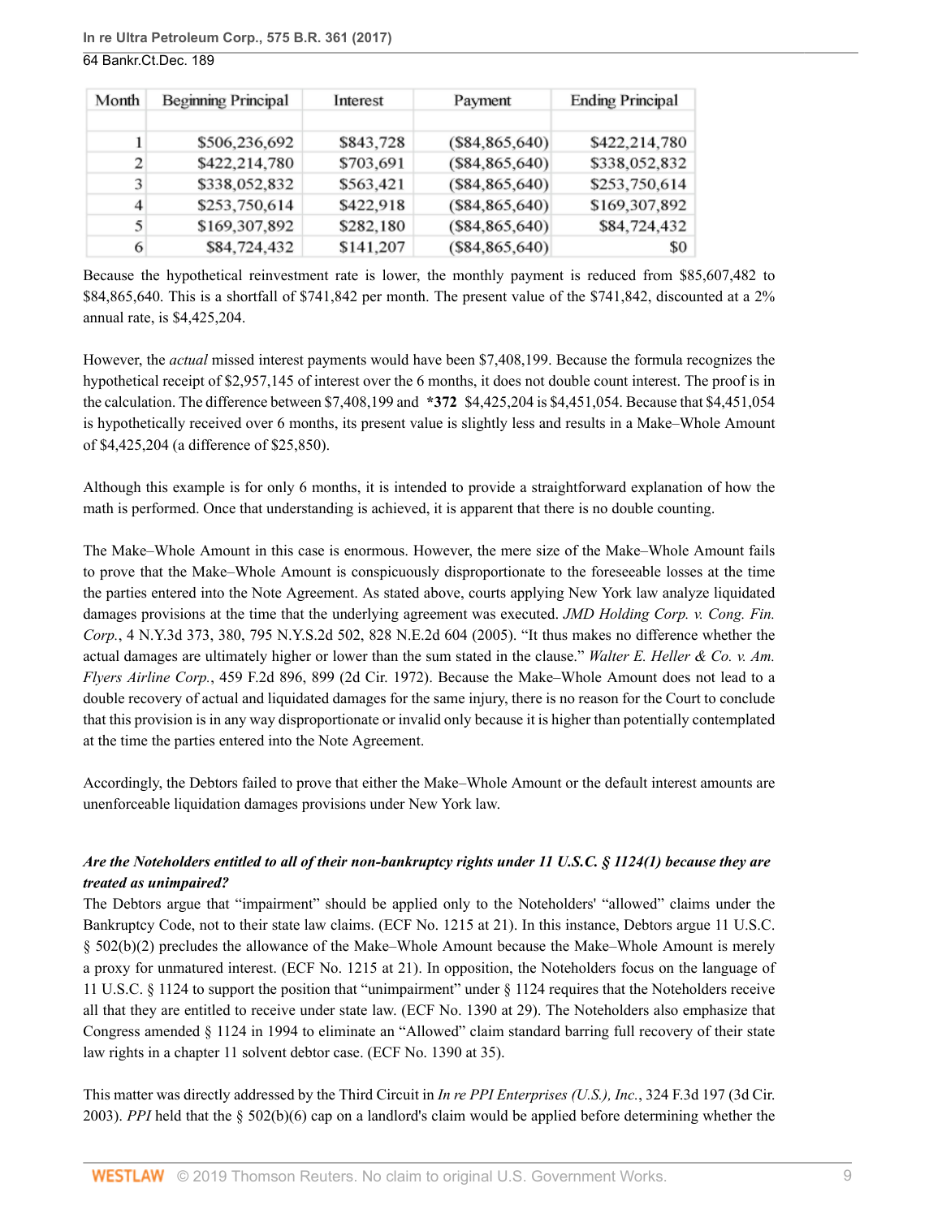| Month | Beginning Principal | Interest | Payment | Ending Principal |
|---|---|---|---|---|
| | | | | |
| 1 | $506,236,692 | $843,728 | ($84,865,640) | $422,214,780 |
| 2 | $422,214,780 | $703,691 | ($84,865,640) | $338,052,832 |
| 3 | $338,052,832 | $563,421 | ($84,865,640) | $253,750,614 |
| 4 | $253,750,614 | $422,918 | ($84,865,640) | $169,307,892 |
| 5 | $169,307,892 | $282,180 | ($84,865,640) | $84,724,432 |
| 6 | $84,724,432 | $141,207 | ($84,865,640) | $0 |

Because the hypothetical reinvestment rate is lower, the monthly payment is reduced from $85,607,482 to $84,865,640. This is a shortfall of $741,842 per month. The present value of the $741,842, discounted at a 2% annual rate, is $4,425,204.

However, the *actual* missed interest payments would have been $7,408,199. Because the formula recognizes the hypothetical receipt of $2,957,145 of interest over the 6 months, it does not double count interest. The proof is in the calculation. The difference between $7,408,199 and **\*372** $4,425,204 is $4,451,054. Because that $4,451,054 is hypothetically received over 6 months, its present value is slightly less and results in a Make–Whole Amount of $4,425,204 (a difference of $25,850).

Although this example is for only 6 months, it is intended to provide a straightforward explanation of how the math is performed. Once that understanding is achieved, it is apparent that there is no double counting.

The Make–Whole Amount in this case is enormous. However, the mere size of the Make–Whole Amount fails to prove that the Make–Whole Amount is conspicuously disproportionate to the foreseeable losses at the time the parties entered into the Note Agreement. As stated above, courts applying New York law analyze liquidated damages provisions at the time that the underlying agreement was executed. *JMD Holding Corp. v. Cong. Fin. Corp.*, 4 N.Y.3d 373, 380, 795 N.Y.S.2d 502, 828 N.E.2d 604 (2005). "It thus makes no difference whether the actual damages are ultimately higher or lower than the sum stated in the clause." *Walter E. Heller & Co. v. Am. Flyers Airline Corp.*, 459 F.2d 896, 899 (2d Cir. 1972). Because the Make–Whole Amount does not lead to a double recovery of actual and liquidated damages for the same injury, there is no reason for the Court to conclude that this provision is in any way disproportionate or invalid only because it is higher than potentially contemplated at the time the parties entered into the Note Agreement.

Accordingly, the Debtors failed to prove that either the Make–Whole Amount or the default interest amounts are unenforceable liquidation damages provisions under New York law.

***Are the Noteholders entitled to all of their non-bankruptcy rights under 11 U.S.C. § 1124(1) because they are treated as unimpaired?***

The Debtors argue that "impairment" should be applied only to the Noteholders' "allowed" claims under the Bankruptcy Code, not to their state law claims. (ECF No. 1215 at 21). In this instance, Debtors argue 11 U.S.C. § 502(b)(2) precludes the allowance of the Make–Whole Amount because the Make–Whole Amount is merely a proxy for unmatured interest. (ECF No. 1215 at 21). In opposition, the Noteholders focus on the language of 11 U.S.C. § 1124 to support the position that "unimpairment" under § 1124 requires that the Noteholders receive all that they are entitled to receive under state law. (ECF No. 1390 at 29). The Noteholders also emphasize that Congress amended § 1124 in 1994 to eliminate an "Allowed" claim standard barring full recovery of their state law rights in a chapter 11 solvent debtor case. (ECF No. 1390 at 35).

This matter was directly addressed by the Third Circuit in *In re PPI Enterprises (U.S.), Inc.*, 324 F.3d 197 (3d Cir. 2003). *PPI* held that the § 502(b)(6) cap on a landlord's claim would be applied before determining whether the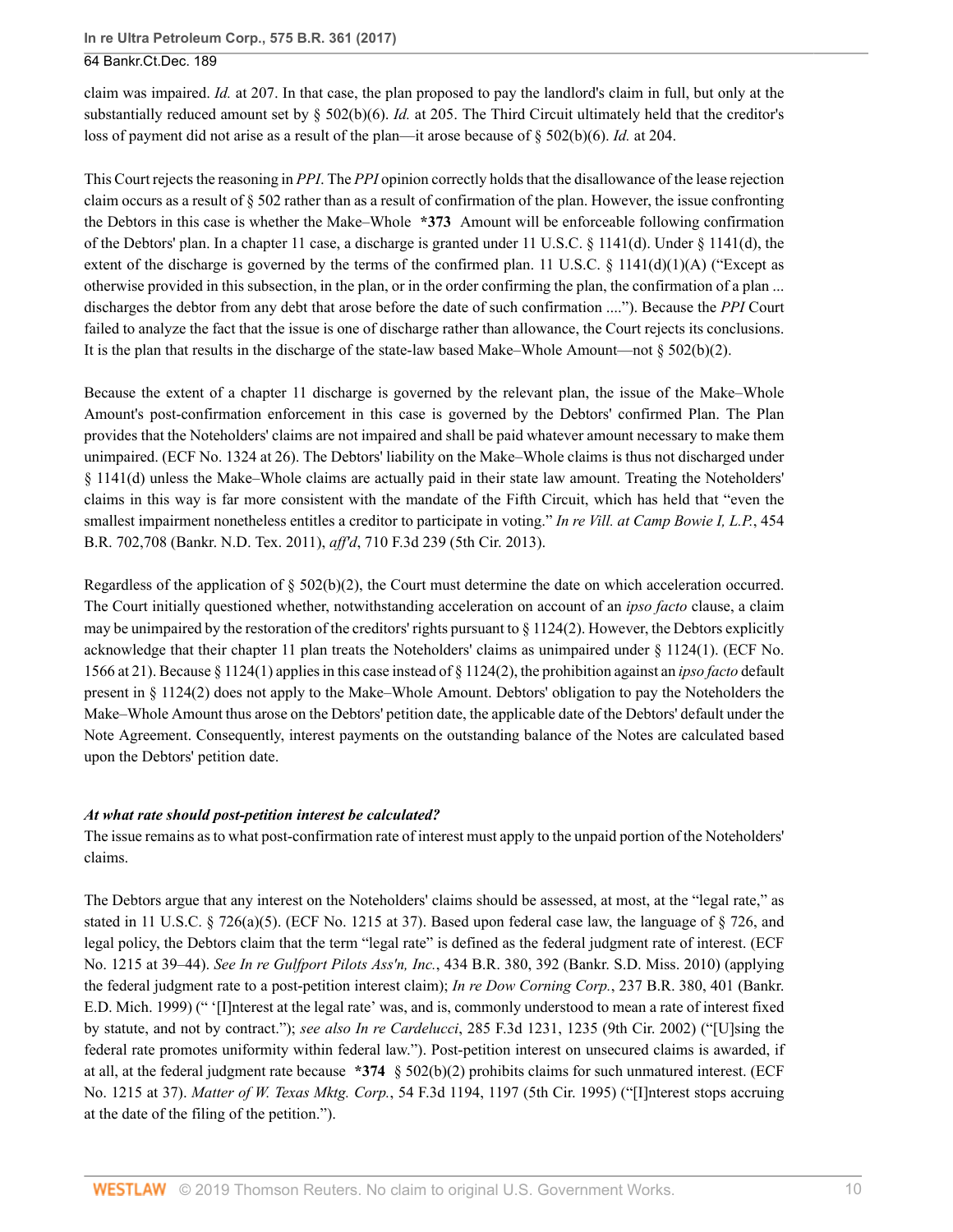claim was impaired. *Id.* at 207. In that case, the plan proposed to pay the landlord's claim in full, but only at the substantially reduced amount set by § 502(b)(6). *Id.* at 205. The Third Circuit ultimately held that the creditor's loss of payment did not arise as a result of the plan—it arose because of § 502(b)(6). *Id.* at 204.

This Court rejects the reasoning in *PPI*. The *PPI* opinion correctly holds that the disallowance of the lease rejection claim occurs as a result of § 502 rather than as a result of confirmation of the plan. However, the issue confronting the Debtors in this case is whether the Make–Whole **\*373** Amount will be enforceable following confirmation of the Debtors' plan. In a chapter 11 case, a discharge is granted under 11 U.S.C. § 1141(d). Under § 1141(d), the extent of the discharge is governed by the terms of the confirmed plan. 11 U.S.C. § 1141(d)(1)(A) ("Except as otherwise provided in this subsection, in the plan, or in the order confirming the plan, the confirmation of a plan ... discharges the debtor from any debt that arose before the date of such confirmation ...."). Because the *PPI* Court failed to analyze the fact that the issue is one of discharge rather than allowance, the Court rejects its conclusions. It is the plan that results in the discharge of the state-law based Make–Whole Amount—not § 502(b)(2).

Because the extent of a chapter 11 discharge is governed by the relevant plan, the issue of the Make–Whole Amount's post-confirmation enforcement in this case is governed by the Debtors' confirmed Plan. The Plan provides that the Noteholders' claims are not impaired and shall be paid whatever amount necessary to make them unimpaired. (ECF No. 1324 at 26). The Debtors' liability on the Make–Whole claims is thus not discharged under § 1141(d) unless the Make–Whole claims are actually paid in their state law amount. Treating the Noteholders' claims in this way is far more consistent with the mandate of the Fifth Circuit, which has held that "even the smallest impairment nonetheless entitles a creditor to participate in voting." *In re Vill. at Camp Bowie I, L.P.*, 454 B.R. 702,708 (Bankr. N.D. Tex. 2011), *aff'd*, 710 F.3d 239 (5th Cir. 2013).

Regardless of the application of § 502(b)(2), the Court must determine the date on which acceleration occurred. The Court initially questioned whether, notwithstanding acceleration on account of an *ipso facto* clause, a claim may be unimpaired by the restoration of the creditors' rights pursuant to § 1124(2). However, the Debtors explicitly acknowledge that their chapter 11 plan treats the Noteholders' claims as unimpaired under § 1124(1). (ECF No. 1566 at 21). Because § 1124(1) applies in this case instead of § 1124(2), the prohibition against an *ipso facto* default present in § 1124(2) does not apply to the Make–Whole Amount. Debtors' obligation to pay the Noteholders the Make–Whole Amount thus arose on the Debtors' petition date, the applicable date of the Debtors' default under the Note Agreement. Consequently, interest payments on the outstanding balance of the Notes are calculated based upon the Debtors' petition date.

***At what rate should post-petition interest be calculated?***

The issue remains as to what post-confirmation rate of interest must apply to the unpaid portion of the Noteholders' claims.

The Debtors argue that any interest on the Noteholders' claims should be assessed, at most, at the "legal rate," as stated in 11 U.S.C. § 726(a)(5). (ECF No. 1215 at 37). Based upon federal case law, the language of § 726, and legal policy, the Debtors claim that the term "legal rate" is defined as the federal judgment rate of interest. (ECF No. 1215 at 39–44). *See In re Gulfport Pilots Ass'n, Inc.*, 434 B.R. 380, 392 (Bankr. S.D. Miss. 2010) (applying the federal judgment rate to a post-petition interest claim); *In re Dow Corning Corp.*, 237 B.R. 380, 401 (Bankr. E.D. Mich. 1999) (" '[I]nterest at the legal rate' was, and is, commonly understood to mean a rate of interest fixed by statute, and not by contract."); *see also In re Cardelucci*, 285 F.3d 1231, 1235 (9th Cir. 2002) ("[U]sing the federal rate promotes uniformity within federal law."). Post-petition interest on unsecured claims is awarded, if at all, at the federal judgment rate because **\*374** § 502(b)(2) prohibits claims for such unmatured interest. (ECF No. 1215 at 37). *Matter of W. Texas Mktg. Corp.*, 54 F.3d 1194, 1197 (5th Cir. 1995) ("[I]nterest stops accruing at the date of the filing of the petition.").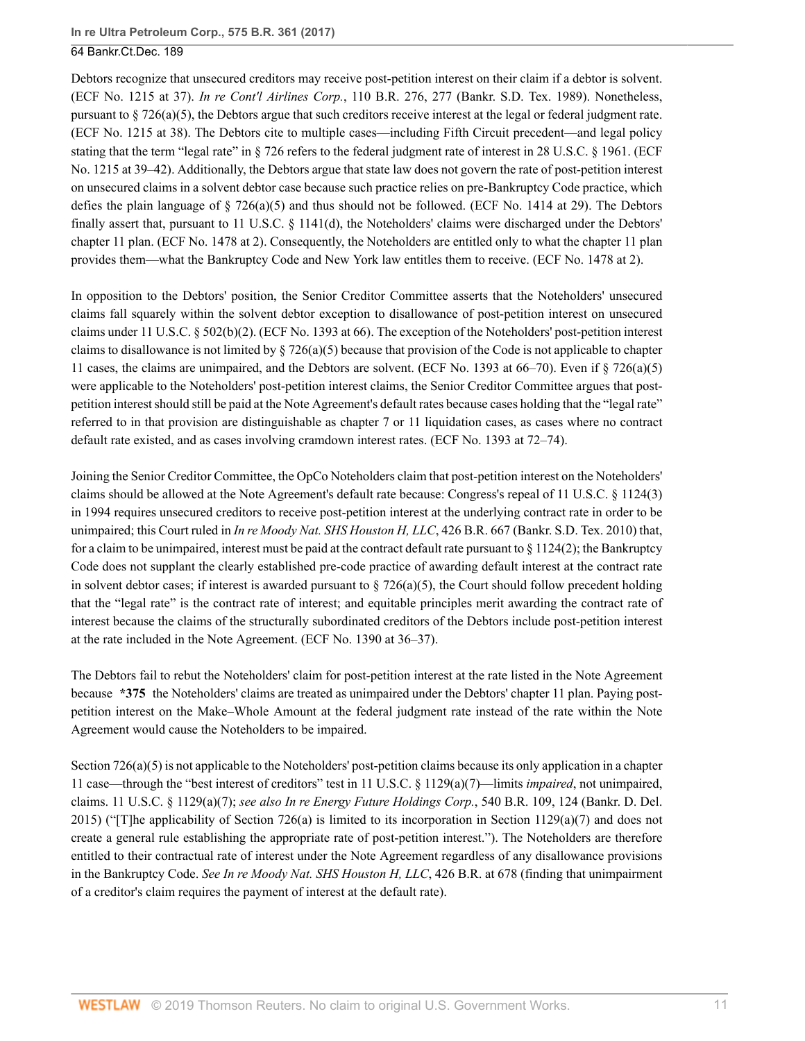Debtors recognize that unsecured creditors may receive post-petition interest on their claim if a debtor is solvent. (ECF No. 1215 at 37). *In re Cont'l Airlines Corp.*, 110 B.R. 276, 277 (Bankr. S.D. Tex. 1989). Nonetheless, pursuant to § 726(a)(5), the Debtors argue that such creditors receive interest at the legal or federal judgment rate. (ECF No. 1215 at 38). The Debtors cite to multiple cases—including Fifth Circuit precedent—and legal policy stating that the term "legal rate" in § 726 refers to the federal judgment rate of interest in 28 U.S.C. § 1961. (ECF No. 1215 at 39–42). Additionally, the Debtors argue that state law does not govern the rate of post-petition interest on unsecured claims in a solvent debtor case because such practice relies on pre-Bankruptcy Code practice, which defies the plain language of § 726(a)(5) and thus should not be followed. (ECF No. 1414 at 29). The Debtors finally assert that, pursuant to 11 U.S.C. § 1141(d), the Noteholders' claims were discharged under the Debtors' chapter 11 plan. (ECF No. 1478 at 2). Consequently, the Noteholders are entitled only to what the chapter 11 plan provides them—what the Bankruptcy Code and New York law entitles them to receive. (ECF No. 1478 at 2).

In opposition to the Debtors' position, the Senior Creditor Committee asserts that the Noteholders' unsecured claims fall squarely within the solvent debtor exception to disallowance of post-petition interest on unsecured claims under 11 U.S.C. § 502(b)(2). (ECF No. 1393 at 66). The exception of the Noteholders' post-petition interest claims to disallowance is not limited by § 726(a)(5) because that provision of the Code is not applicable to chapter 11 cases, the claims are unimpaired, and the Debtors are solvent. (ECF No. 1393 at 66–70). Even if § 726(a)(5) were applicable to the Noteholders' post-petition interest claims, the Senior Creditor Committee argues that post-petition interest should still be paid at the Note Agreement's default rates because cases holding that the "legal rate" referred to in that provision are distinguishable as chapter 7 or 11 liquidation cases, as cases where no contract default rate existed, and as cases involving cramdown interest rates. (ECF No. 1393 at 72–74).

Joining the Senior Creditor Committee, the OpCo Noteholders claim that post-petition interest on the Noteholders' claims should be allowed at the Note Agreement's default rate because: Congress's repeal of 11 U.S.C. § 1124(3) in 1994 requires unsecured creditors to receive post-petition interest at the underlying contract rate in order to be unimpaired; this Court ruled in *In re Moody Nat. SHS Houston H, LLC*, 426 B.R. 667 (Bankr. S.D. Tex. 2010) that, for a claim to be unimpaired, interest must be paid at the contract default rate pursuant to § 1124(2); the Bankruptcy Code does not supplant the clearly established pre-code practice of awarding default interest at the contract rate in solvent debtor cases; if interest is awarded pursuant to § 726(a)(5), the Court should follow precedent holding that the "legal rate" is the contract rate of interest; and equitable principles merit awarding the contract rate of interest because the claims of the structurally subordinated creditors of the Debtors include post-petition interest at the rate included in the Note Agreement. (ECF No. 1390 at 36–37).

The Debtors fail to rebut the Noteholders' claim for post-petition interest at the rate listed in the Note Agreement because **\*375** the Noteholders' claims are treated as unimpaired under the Debtors' chapter 11 plan. Paying post-petition interest on the Make–Whole Amount at the federal judgment rate instead of the rate within the Note Agreement would cause the Noteholders to be impaired.

Section 726(a)(5) is not applicable to the Noteholders' post-petition claims because its only application in a chapter 11 case—through the "best interest of creditors" test in 11 U.S.C. § 1129(a)(7)—limits *impaired*, not unimpaired, claims. 11 U.S.C. § 1129(a)(7); *see also In re Energy Future Holdings Corp.*, 540 B.R. 109, 124 (Bankr. D. Del. 2015) ("[T]he applicability of Section 726(a) is limited to its incorporation in Section 1129(a)(7) and does not create a general rule establishing the appropriate rate of post-petition interest."). The Noteholders are therefore entitled to their contractual rate of interest under the Note Agreement regardless of any disallowance provisions in the Bankruptcy Code. *See In re Moody Nat. SHS Houston H, LLC*, 426 B.R. at 678 (finding that unimpairment of a creditor's claim requires the payment of interest at the default rate).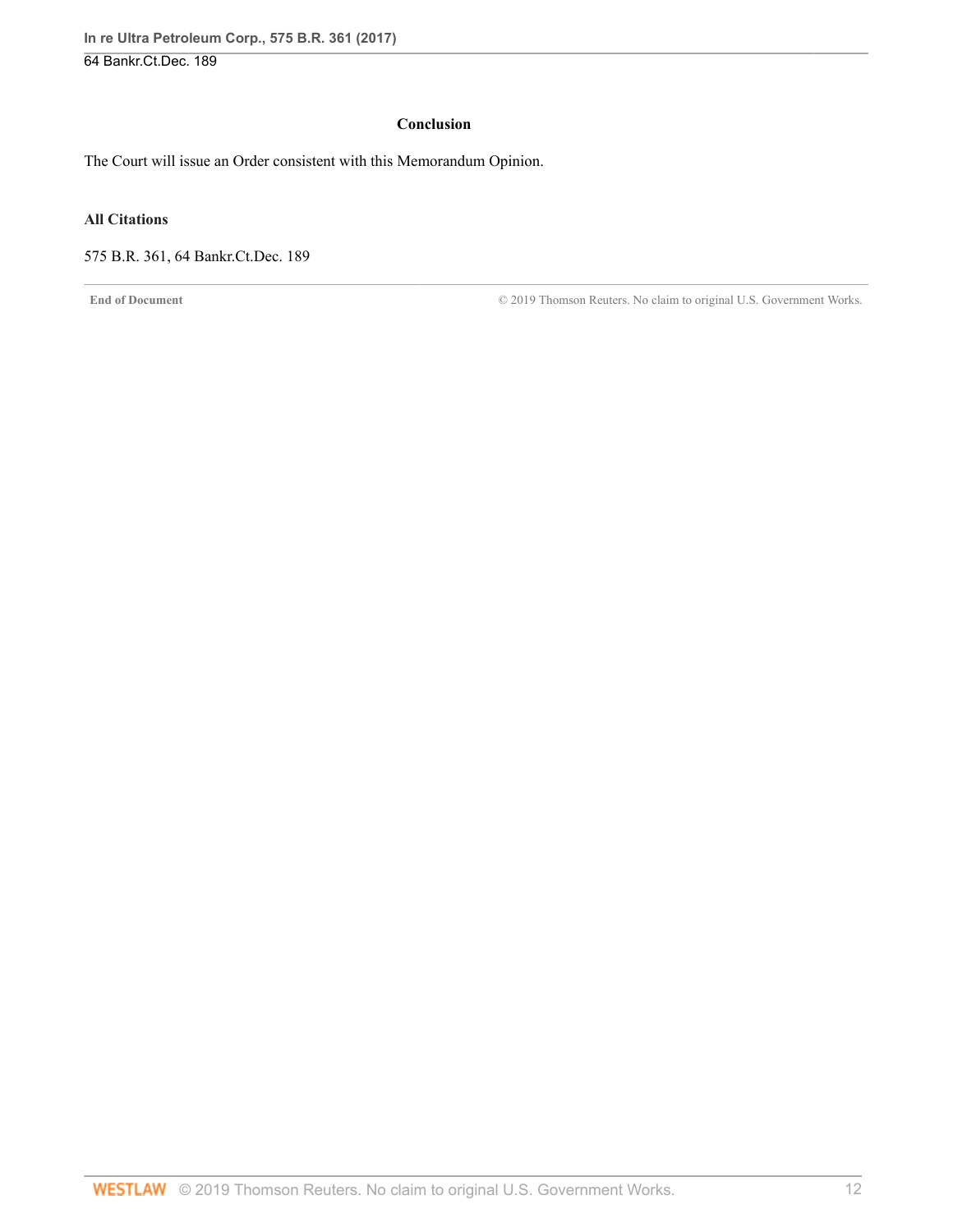### Conclusion

The Court will issue an Order consistent with this Memorandum Opinion.

### All Citations

575 B.R. 361, 64 Bankr.Ct.Dec. 189

**End of Document** © 2019 Thomson Reuters. No claim to original U.S. Government Works.